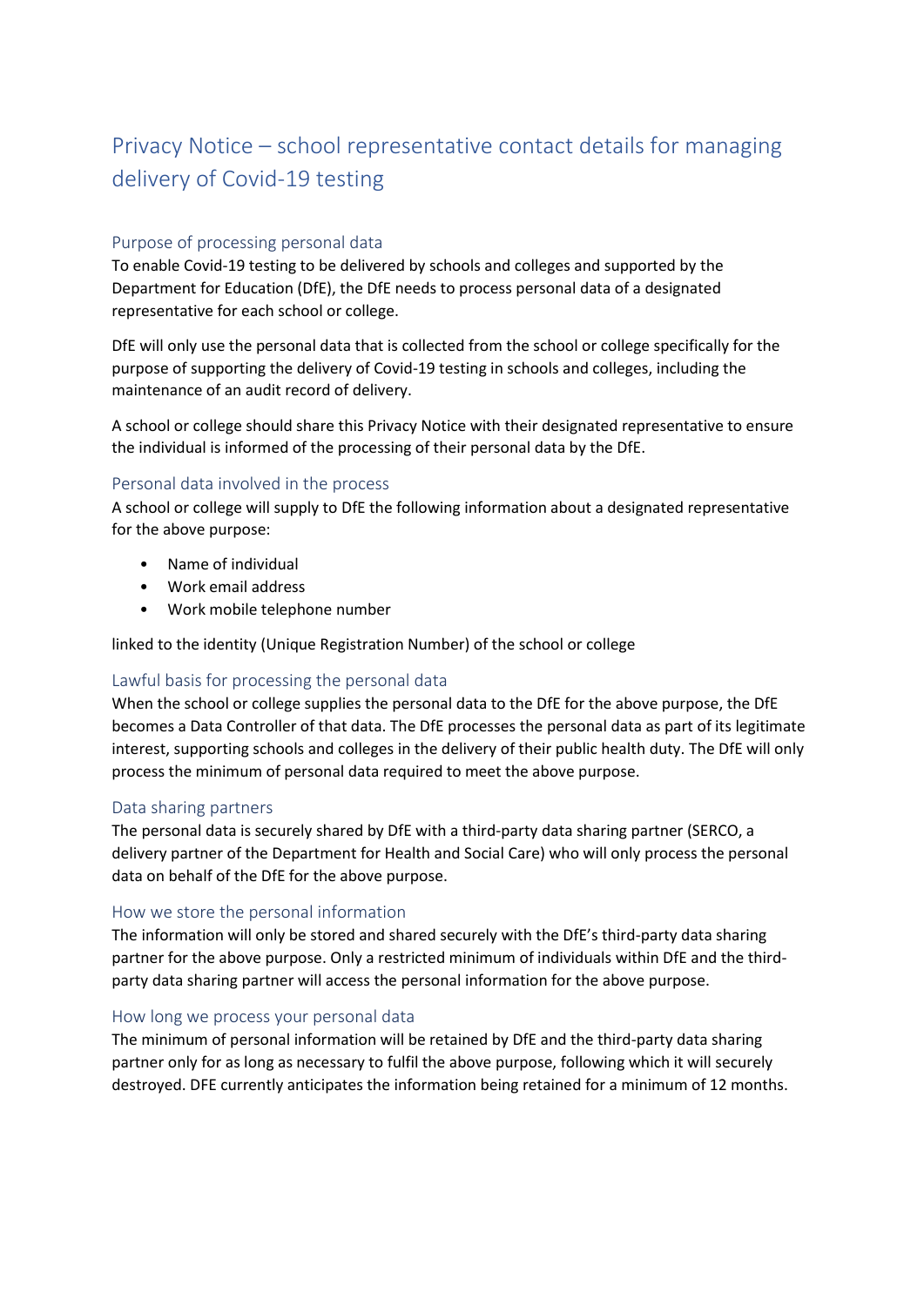# Privacy Notice – school representative contact details for managing delivery of Covid-19 testing

## Purpose of processing personal data

To enable Covid-19 testing to be delivered by schools and colleges and supported by the Department for Education (DfE), the DfE needs to process personal data of a designated representative for each school or college.

DfE will only use the personal data that is collected from the school or college specifically for the purpose of supporting the delivery of Covid-19 testing in schools and colleges, including the maintenance of an audit record of delivery.

A school or college should share this Privacy Notice with their designated representative to ensure the individual is informed of the processing of their personal data by the DfE.

## Personal data involved in the process

A school or college will supply to DfE the following information about a designated representative for the above purpose:

- Name of individual
- Work email address
- Work mobile telephone number

linked to the identity (Unique Registration Number) of the school or college

## Lawful basis for processing the personal data

When the school or college supplies the personal data to the DfE for the above purpose, the DfE becomes a Data Controller of that data. The DfE processes the personal data as part of its legitimate interest, supporting schools and colleges in the delivery of their public health duty. The DfE will only process the minimum of personal data required to meet the above purpose.

## Data sharing partners

The personal data is securely shared by DfE with a third-party data sharing partner (SERCO, a delivery partner of the Department for Health and Social Care) who will only process the personal data on behalf of the DfE for the above purpose.

## How we store the personal information

The information will only be stored and shared securely with the DfE's third-party data sharing partner for the above purpose. Only a restricted minimum of individuals within DfE and the third-party data sharing partner will access the personal information for the above purpose.

## How long we process your personal data

The minimum of personal information will be retained by DfE and the third-party data sharing partner only for as long as necessary to fulfil the above purpose, following which it will securely destroyed. DFE currently anticipates the information being retained for a minimum of 12 months.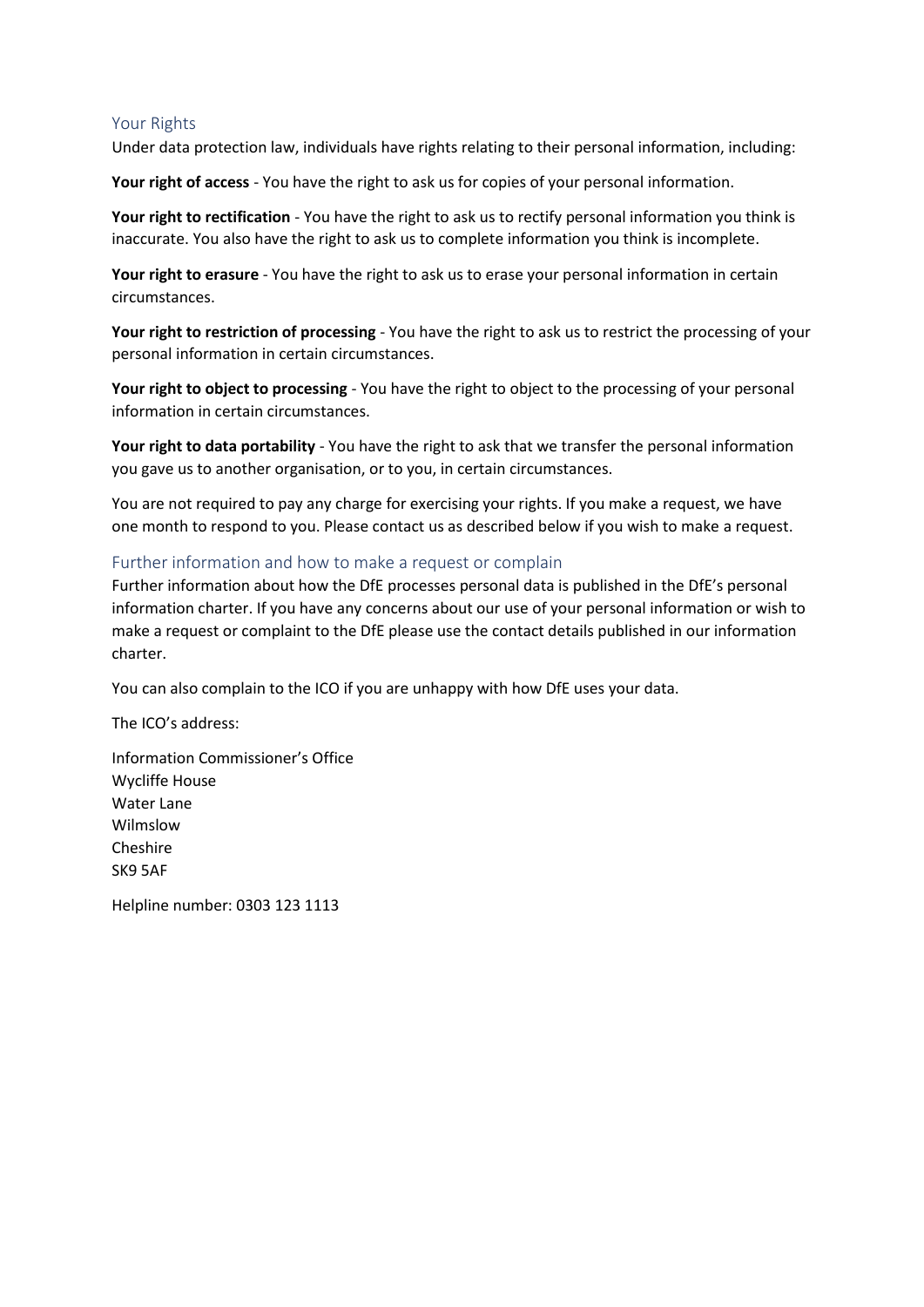## Your Rights

Under data protection law, individuals have rights relating to their personal information, including:

**Your right of access** - You have the right to ask us for copies of your personal information.

**Your right to rectification** - You have the right to ask us to rectify personal information you think is inaccurate. You also have the right to ask us to complete information you think is incomplete.

**Your right to erasure** - You have the right to ask us to erase your personal information in certain circumstances.

**Your right to restriction of processing** - You have the right to ask us to restrict the processing of your personal information in certain circumstances.

**Your right to object to processing** - You have the right to object to the processing of your personal information in certain circumstances.

**Your right to data portability** - You have the right to ask that we transfer the personal information you gave us to another organisation, or to you, in certain circumstances.

You are not required to pay any charge for exercising your rights. If you make a request, we have one month to respond to you. Please contact us as described below if you wish to make a request.

## Further information and how to make a request or complain

Further information about how the DfE processes personal data is published in the DfE's personal information charter. If you have any concerns about our use of your personal information or wish to make a request or complaint to the DfE please use the contact details published in our information charter.

You can also complain to the ICO if you are unhappy with how DfE uses your data.

The ICO's address:

Information Commissioner's Office
Wycliffe House
Water Lane
Wilmslow
Cheshire
SK9 5AF

Helpline number: 0303 123 1113